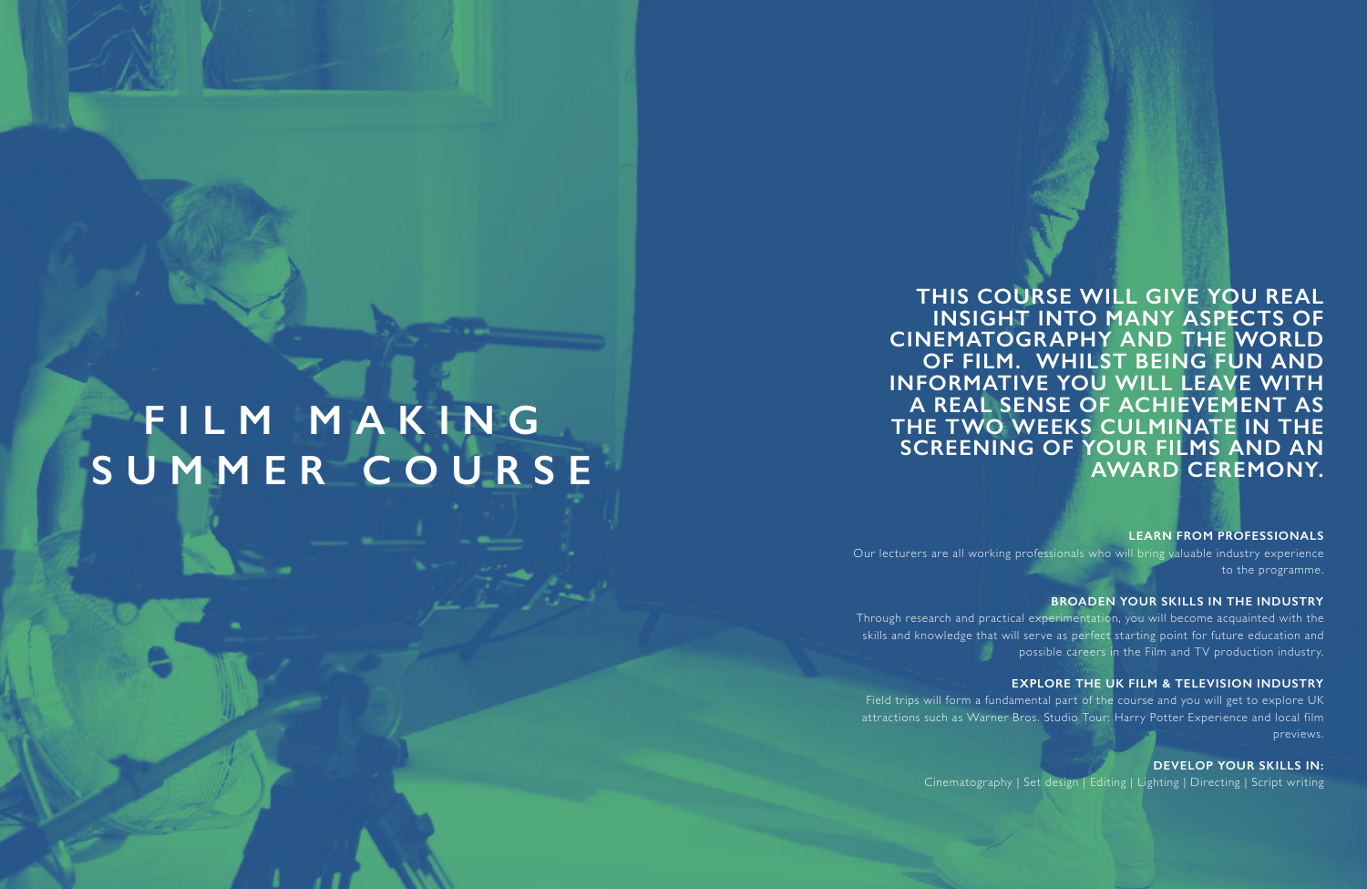# FILM MAKING SUMMER COURSE

**THIS COURSE WILL GIVE YOU REAL INSIGHT INTO MANY ASPECTS OF CINEMATOGRAPHY AND THE WORLD OF FILM. WHILST BEING FUN AND INFORMATIVE YOU WILL LEAVE WITH A REAL SENSE OF ACHIEVEMENT AS THE TWO WEEKS CULMINATE IN THE SCREENING OF YOUR FILMS AND AN AWARD CEREMONY.**

### LEARN FROM PROFESSIONALS

Our lecturers are all working professionals who will bring valuable industry experience to the programme.

### BROADEN YOUR SKILLS IN THE INDUSTRY

Through research and practical experimentation, you will become acquainted with the skills and knowledge that will serve as perfect starting point for future education and possible careers in the Film and TV production industry.

### EXPLORE THE UK FILM & TELEVISION INDUSTRY

Field trips will form a fundamental part of the course and you will get to explore UK attractions such as Warner Bros. Studio Tour: Harry Potter Experience and local film previews.

### DEVELOP YOUR SKILLS IN:

Cinematography | Set design | Editing | Lighting | Directing | Script writing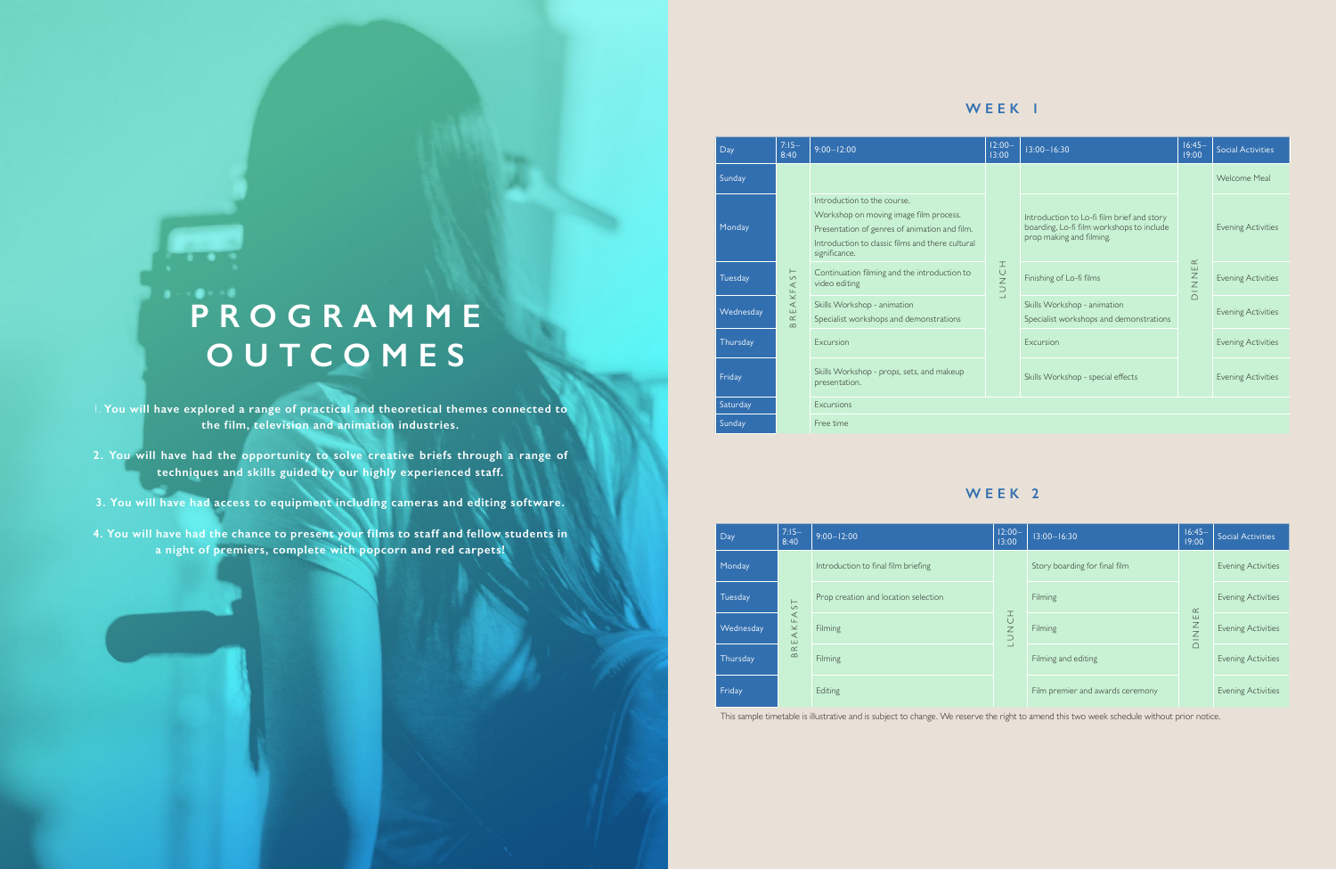# PROGRAMME OUTCOMES

1. You will have explored a range of practical and theoretical themes connected to the film, television and animation industries.

2. You will have had the opportunity to solve creative briefs through a range of techniques and skills guided by our highly experienced staff.

3. You will have had access to equipment including cameras and editing software.

4. You will have had the chance to present your films to staff and fellow students in a night of premiers, complete with popcorn and red carpets!

## WEEK 1

| Day | 7:15–8:40 | 9:00–12:00 | 12:00–13:00 | 13:00–16:30 | 16:45–19:00 | Social Activities |
|---|---|---|---|---|---|---|
| Sunday | | | | | | Welcome Meal |
| Monday | BREAKFAST | Introduction to the course. Workshop on moving image film process. Presentation of genres of animation and film. Introduction to classic films and there cultural significance. | LUNCH | Introduction to Lo-fi film brief and story boarding. Lo-fi film workshops to include prop making and filming. | DINNER | Evening Activities |
| Tuesday | BREAKFAST | Continuation filming and the introduction to video editing | LUNCH | Finishing of Lo-fi films | DINNER | Evening Activities |
| Wednesday | BREAKFAST | Skills Workshop - animation. Specialist workshops and demonstrations | LUNCH | Skills Workshop - animation. Specialist workshops and demonstrations | DINNER | Evening Activities |
| Thursday | BREAKFAST | Excursion | LUNCH | Excursion | DINNER | Evening Activities |
| Friday | BREAKFAST | Skills Workshop - props, sets, and makeup presentation. | LUNCH | Skills Workshop - special effects | DINNER | Evening Activities |
| Saturday | | Excursions | | | | |
| Sunday | | Free time | | | | |

## WEEK 2

| Day | 7:15–8:40 | 9:00–12:00 | 12:00–13:00 | 13:00–16:30 | 16:45–19:00 | Social Activities |
|---|---|---|---|---|---|---|
| Monday | BREAKFAST | Introduction to final film briefing | LUNCH | Story boarding for final film | DINNER | Evening Activities |
| Tuesday | BREAKFAST | Prop creation and location selection | LUNCH | Filming | DINNER | Evening Activities |
| Wednesday | BREAKFAST | Filming | LUNCH | Filming | DINNER | Evening Activities |
| Thursday | BREAKFAST | Filming | LUNCH | Filming and editing | DINNER | Evening Activities |
| Friday | BREAKFAST | Editing | LUNCH | Film premier and awards ceremony | DINNER | Evening Activities |

This sample timetable is illustrative and is subject to change. We reserve the right to amend this two week schedule without prior notice.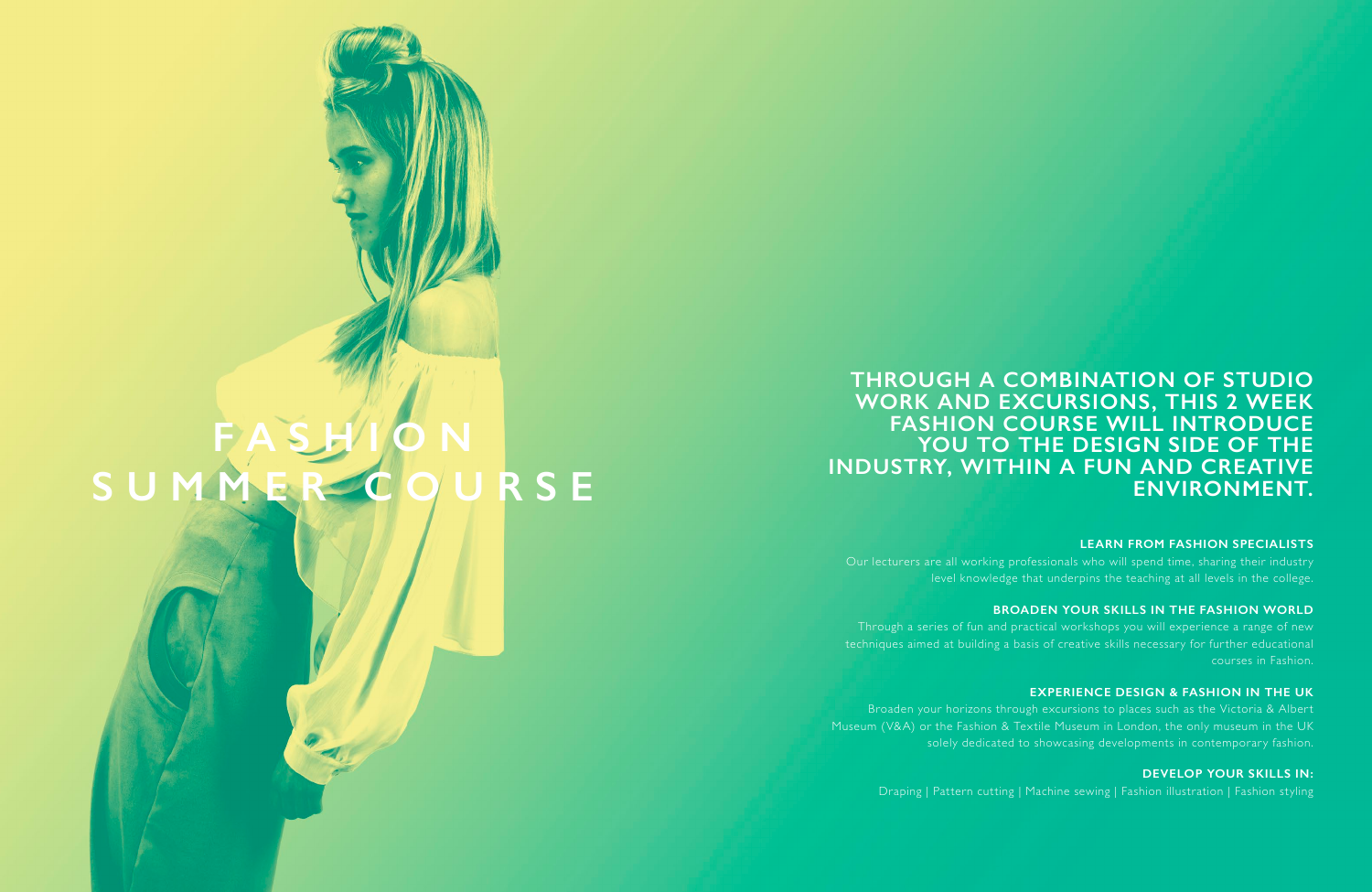# FASHION SUMMER COURSE

## THROUGH A COMBINATION OF STUDIO WORK AND EXCURSIONS, THIS 2 WEEK FASHION COURSE WILL INTRODUCE YOU TO THE DESIGN SIDE OF THE INDUSTRY, WITHIN A FUN AND CREATIVE ENVIRONMENT.

### LEARN FROM FASHION SPECIALISTS

Our lecturers are all working professionals who will spend time, sharing their industry level knowledge that underpins the teaching at all levels in the college.

### BROADEN YOUR SKILLS IN THE FASHION WORLD

Through a series of fun and practical workshops you will experience a range of new techniques aimed at building a basis of creative skills necessary for further educational courses in Fashion.

### EXPERIENCE DESIGN & FASHION IN THE UK

Broaden your horizons through excursions to places such as the Victoria & Albert Museum (V&A) or the Fashion & Textile Museum in London, the only museum in the UK solely dedicated to showcasing developments in contemporary fashion.

### DEVELOP YOUR SKILLS IN:

Draping | Pattern cutting | Machine sewing | Fashion illustration | Fashion styling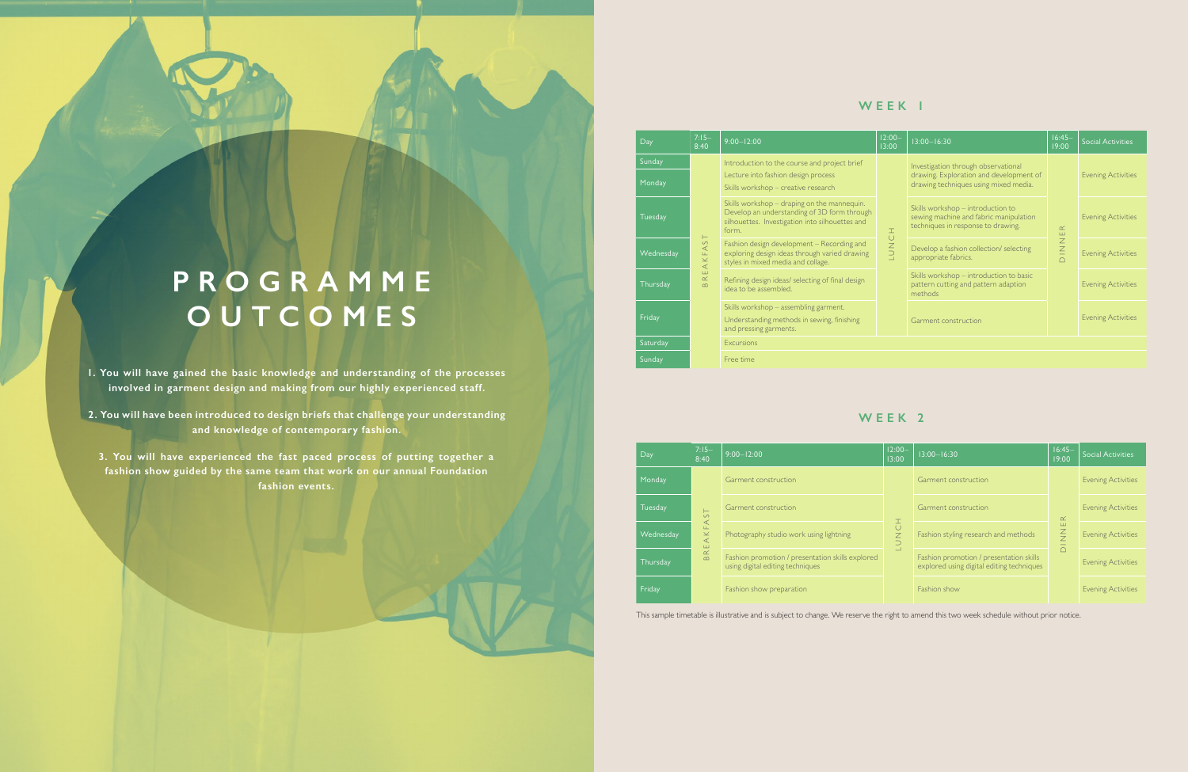# PROGRAMME OUTCOMES

**1. You will have gained the basic knowledge and understanding of the processes involved in garment design and making from our highly experienced staff.**

**2. You will have been introduced to design briefs that challenge your understanding and knowledge of contemporary fashion.**

**3. You will have experienced the fast paced process of putting together a fashion show guided by the same team that work on our annual Foundation fashion events.**

## WEEK 1

| Day | 7:15–8:40 | 9:00–12:00 | 12:00–13:00 | 13:00–16:30 | 16:45–19:00 | Social Activities |
|---|---|---|---|---|---|---|
| Sunday | BREAKFAST | Introduction to the course and project brief | LUNCH | Investigation through observational drawing. Exploration and development of drawing techniques using mixed media. | DINNER | Evening Activities |
| Monday | | Lecture into fashion design process<br>Skills workshop – creative research | | | | |
| Tuesday | | Skills workshop – draping on the mannequin. Develop an understanding of 3D form through silhouettes. Investigation into silhouettes and form. | | Skills workshop – introduction to sewing machine and fabric manipulation techniques in response to drawing. | | Evening Activities |
| Wednesday | | Fashion design development – Recording and exploring design ideas through varied drawing styles in mixed media and collage. | | Develop a fashion collection/ selecting appropriate fabrics. | | Evening Activities |
| Thursday | | Refining design ideas/ selecting of final design idea to be assembled. | | Skills workshop – introduction to basic pattern cutting and pattern adaption methods | | Evening Activities |
| Friday | | Skills workshop – assembling garment.<br>Understanding methods in sewing, finishing and pressing garments. | | Garment construction | | Evening Activities |
| Saturday | | Excursions | | | | |
| Sunday | | Free time | | | | |

## WEEK 2

| Day | 7:15–8:40 | 9:00–12:00 | 12:00–13:00 | 13:00–16:30 | 16:45–19:00 | Social Activities |
|---|---|---|---|---|---|---|
| Monday | BREAKFAST | Garment construction | LUNCH | Garment construction | DINNER | Evening Activities |
| Tuesday | | Garment construction | | Garment construction | | Evening Activities |
| Wednesday | | Photography studio work using lightning | | Fashion styling research and methods | | Evening Activities |
| Thursday | | Fashion promotion / presentation skills explored using digital editing techniques | | Fashion promotion / presentation skills explored using digital editing techniques | | Evening Activities |
| Friday | | Fashion show preparation | | Fashion show | | Evening Activities |

This sample timetable is illustrative and is subject to change. We reserve the right to amend this two week schedule without prior notice.